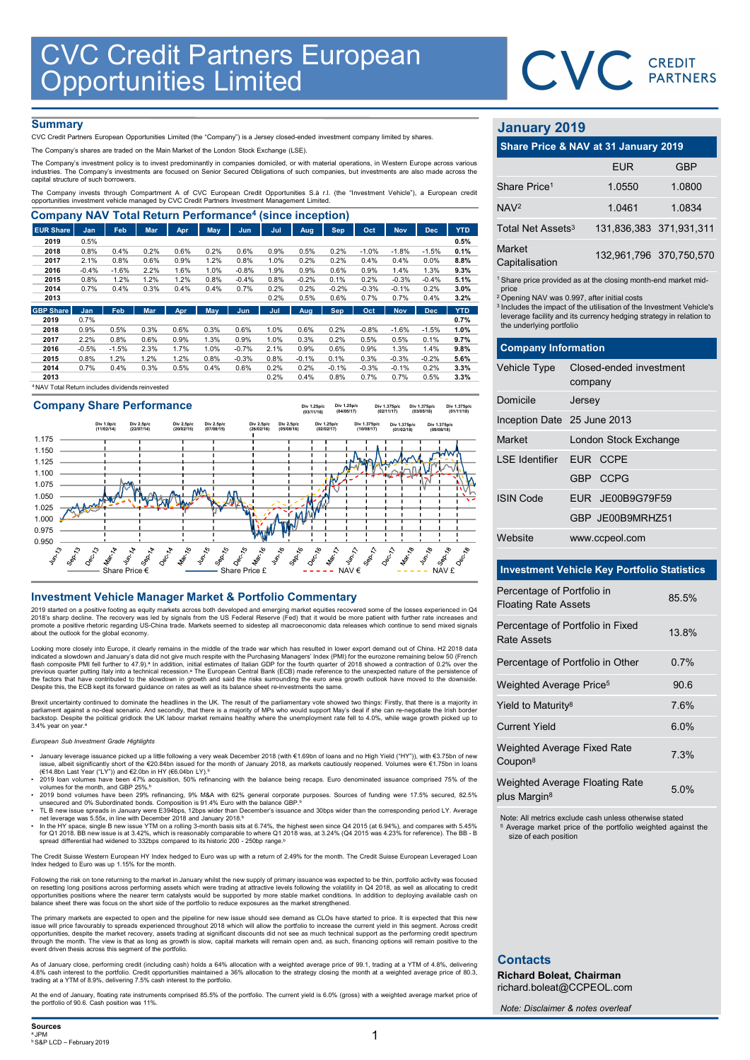# CVC Credit Partners European Opportunities Limited

CVC CREDIT PARTNERS

## Summary

CVC Credit Partners European Opportunities Limited (the "Company") is a Jersey closed-ended investment company limited by shares.

The Company's shares are traded on the Main Market of the London Stock Exchange (LSE).

The Company's investment policy is to invest predominantly in companies domiciled, or with material operations, in Western Europe across various industries. The Company's investments are focused on Senior Secured Obligations of such companies, but investments are also made across the capital structure of such borrowers.

The Company invests through Compartment A of CVC European Credit Opportunities S.à r.l. (the "Investment Vehicle"), a European credit opportunities investment vehicle managed by CVC Credit Partners Investment Management Limited.

## Company NAV Total Return Performance[4] (since inception)

| EUR Share | Jan | Feb | Mar | Apr | May | Jun | Jul | Aug | Sep | Oct | Nov | Dec | YTD |
|---|---|---|---|---|---|---|---|---|---|---|---|---|---|
| 2019 | 0.5% | | | | | | | | | | | | 0.5% |
| 2018 | 0.8% | 0.4% | 0.2% | 0.6% | 0.2% | 0.6% | 0.9% | 0.5% | 0.2% | -1.0% | -1.8% | -1.5% | 0.1% |
| 2017 | 2.1% | 0.8% | 0.6% | 0.9% | 1.2% | 0.8% | 1.0% | 0.2% | 0.2% | 0.4% | 0.4% | 0.0% | 8.8% |
| 2016 | -0.4% | -1.6% | 2.2% | 1.6% | 1.0% | -0.8% | 1.9% | 0.9% | 0.6% | 0.9% | 1.4% | 1.3% | 9.3% |
| 2015 | 0.8% | 1.2% | 1.2% | 1.2% | 0.8% | -0.4% | 0.8% | -0.2% | 0.1% | 0.2% | -0.3% | -0.4% | 5.1% |
| 2014 | 0.7% | 0.4% | 0.3% | 0.4% | 0.4% | 0.7% | 0.2% | 0.2% | -0.2% | -0.3% | -0.1% | 0.2% | 3.0% |
| 2013 | | | | | | | 0.2% | 0.5% | 0.6% | 0.7% | 0.7% | 0.4% | 3.2% |

| GBP Share | Jan | Feb | Mar | Apr | May | Jun | Jul | Aug | Sep | Oct | Nov | Dec | YTD |
|---|---|---|---|---|---|---|---|---|---|---|---|---|---|
| 2019 | 0.7% | | | | | | | | | | | | 0.7% |
| 2018 | 0.9% | 0.5% | 0.3% | 0.6% | 0.3% | 0.6% | 1.0% | 0.6% | 0.2% | -0.8% | -1.6% | -1.5% | 1.0% |
| 2017 | 2.2% | 0.8% | 0.6% | 0.9% | 1.3% | 0.9% | 1.0% | 0.3% | 0.2% | 0.5% | 0.5% | 0.1% | 9.7% |
| 2016 | -0.5% | -1.5% | 2.3% | 1.7% | 1.0% | -0.7% | 2.1% | 0.9% | 0.6% | 0.9% | 1.3% | 1.4% | 9.8% |
| 2015 | 0.8% | 1.2% | 1.2% | 1.2% | 0.8% | -0.3% | 0.8% | -0.1% | 0.1% | 0.3% | -0.3% | -0.2% | 5.6% |
| 2014 | 0.7% | 0.4% | 0.3% | 0.5% | 0.4% | 0.6% | 0.2% | 0.2% | -0.1% | -0.3% | -0.1% | 0.2% | 3.3% |
| 2013 | | | | | | | 0.2% | 0.4% | 0.8% | 0.7% | 0.7% | 0.5% | 3.3% |

[4] NAV Total Return includes dividends reinvested

## Company Share Performance

Div 1.0p/c (11/02/14); Div 2.5p/c (22/07/14); Div 2.5p/c (20/02/15); Div 2.5p/c (07/08/15); Div 2.5p/c (26/02/16); Div 2.5p/c (05/08/16); Div 1.25p/c (03/11/16); Div 1.25p/c (02/02/17); Div 1.25p/c (04/05/17); Div 1.375p/c (10/08/17); Div 1.375p/c (02/11/17); Div 1.375p/c (01/02/18); Div 1.375p/c (03/05/18); Div 1.375p/c (09/08/18); Div 1.375p/c (01/11/18)

Share Price € — Share Price £ — NAV € — NAV £

## Investment Vehicle Manager Market & Portfolio Commentary

2019 started on a positive footing as equity markets across both developed and emerging market equities recovered some of the losses experienced in Q4 2018's sharp decline. The recovery was led by signals from the US Federal Reserve (Fed) that it would be more patient with further rate increases and promote a positive rhetoric regarding US-China trade. Markets seemed to sidestep all macroeconomic data releases which continue to send mixed signals about the outlook for the global economy.

Looking more closely into Europe, it clearly remains in the middle of the trade war which has resulted in lower export demand out of China. H2 2018 data indicated a slowdown and January's data did not give much respite with the Purchasing Managers' Index (PMI) for the eurozone remaining below 50 (French flash composite PMI fell further to 47.9).[a] In addition, initial estimates of Italian GDP for the fourth quarter of 2018 showed a contraction of 0.2% over the previous quarter putting Italy into a technical recession.[a] The European Central Bank (ECB) made reference to the unexpected nature of the persistence of the factors that have contributed to the slowdown in growth and said the risks surrounding the euro area growth outlook have moved to the downside. Despite this, the ECB kept its forward guidance on rates as well as its balance sheet re-investments the same.

Brexit uncertainty continued to dominate the headlines in the UK. The result of the parliamentary vote showed two things: Firstly, that there is a majority in parliament against a no-deal scenario. And secondly, that there is a majority of MPs who would support May's deal if she can re-negotiate the Irish border backstop. Despite the political gridlock the UK labour market remains healthy where the unemployment rate fell to 4.0%, while wage growth picked up to 3.4% year on year.[a]

*European Sub Investment Grade Highlights*

- January leverage issuance picked up a little following a very weak December 2018 (with €1.69bn of loans and no High Yield ("HY")), with €3.75bn of new issue, albeit significantly short of the €20.84bn issued for the month of January 2018, as markets cautiously reopened. Volumes were €1.75bn in loans (€14.8bn Last Year ("LY")) and €2.0bn in HY (€6.04bn LY).[b]
- 2019 loan volumes have been 47% acquisition, 50% refinancing with the balance being recaps. Euro denominated issuance comprised 75% of the volumes for the month, and GBP 25%.[b]
- 2019 bond volumes have been 29% refinancing, 9% M&A with 62% general corporate purposes. Sources of funding were 17.5% secured, 82.5% unsecured and 0% Subordinated bonds. Composition is 91.4% Euro with the balance GBP.[b]
- TL B new issue spreads in January were E394bps, 12bps wider than December's issuance and 30bps wider than the corresponding period LY. Average net leverage was 5.55x, in line with December 2018 and January 2018.[b]
- In the HY space, single B new issue YTM on a rolling 3-month basis sits at 6.74%, the highest seen since Q4 2015 (at 6.94%), and compares with 5.45% for Q1 2018. BB new issue is at 3.42%, which is reasonably comparable to where Q1 2018 was, at 3.24% (Q4 2015 was 4.23% for reference). The BB - B spread differential had widened to 332bps compared to its historic 200 - 250bp range.[b]

The Credit Suisse Western European HY Index hedged to Euro was up with a return of 2.49% for the month. The Credit Suisse European Leveraged Loan Index hedged to Euro was up 1.15% for the month.

Following the risk on tone returning to the market in January whilst the new supply of primary issuance was expected to be thin, portfolio activity was focused on resetting long positions across performing assets which were trading at attractive levels following the volatility in Q4 2018, as well as allocating to credit opportunities positions where the nearer term catalysts would be supported by more stable market conditions. In addition to deploying available cash on balance sheet there was focus on the short side of the portfolio to reduce exposures as the market strengthened.

The primary markets are expected to open and the pipeline for new issue should see demand as CLOs have started to price. It is expected that this new issue will price favourably to spreads experienced throughout 2018 which will allow the portfolio to increase the current yield in this segment. Across credit opportunities, despite the market recovery, assets trading at significant discounts did not see as much technical support as the performing credit spectrum through the month. The view is that as long as growth is slow, capital markets will remain open and, as such, financing options will remain positive to the event driven thesis across this segment of the portfolio.

As of January close, performing credit (including cash) holds a 64% allocation with a weighted average price of 99.1, trading at a YTM of 4.8%, delivering 4.8% cash interest to the portfolio. Credit opportunities maintained a 36% allocation to the strategy closing the month at a weighted average price of 80.3, trading at a YTM of 8.9%, delivering 7.5% cash interest to the portfolio.

At the end of January, floating rate instruments comprised 85.5% of the portfolio. The current yield is 6.0% (gross) with a weighted average market price of the portfolio of 90.6. Cash position was 11%.

**Sources**
[a] JPM
[b] S&P LCD – February 2019

## January 2019

### Share Price & NAV at 31 January 2019

| | EUR | GBP |
|---|---|---|
| Share Price[1] | 1.0550 | 1.0800 |
| NAV[2] | 1.0461 | 1.0834 |
| Total Net Assets[3] | 131,836,383 | 371,931,311 |
| Market Capitalisation | 132,961,796 | 370,750,570 |

[1] Share price provided as at the closing month-end market mid-price
[2] Opening NAV was 0.997, after initial costs
[3] Includes the impact of the utilisation of the Investment Vehicle's leverage facility and its currency hedging strategy in relation to the underlying portfolio

### Company Information

| | |
|---|---|
| Vehicle Type | Closed-ended investment company |
| Domicile | Jersey |
| Inception Date | 25 June 2013 |
| Market | London Stock Exchange |
| LSE Identifier | EUR CCPE |
| | GBP CCPG |
| ISIN Code | EUR JE00B9G79F59 |
| | GBP JE00B9MRHZ51 |
| Website | www.ccpeol.com |

### Investment Vehicle Key Portfolio Statistics

| | |
|---|---|
| Percentage of Portfolio in Floating Rate Assets | 85.5% |
| Percentage of Portfolio in Fixed Rate Assets | 13.8% |
| Percentage of Portfolio in Other | 0.7% |
| Weighted Average Price[5] | 90.6 |
| Yield to Maturity[8] | 7.6% |
| Current Yield | 6.0% |
| Weighted Average Fixed Rate Coupon[8] | 7.3% |
| Weighted Average Floating Rate plus Margin[8] | 5.0% |

Note: All metrics exclude cash unless otherwise stated
[5] Average market price of the portfolio weighted against the size of each position

## Contacts

**Richard Boleat, Chairman**
richard.boleat@CCPEOL.com

*Note: Disclaimer & notes overleaf*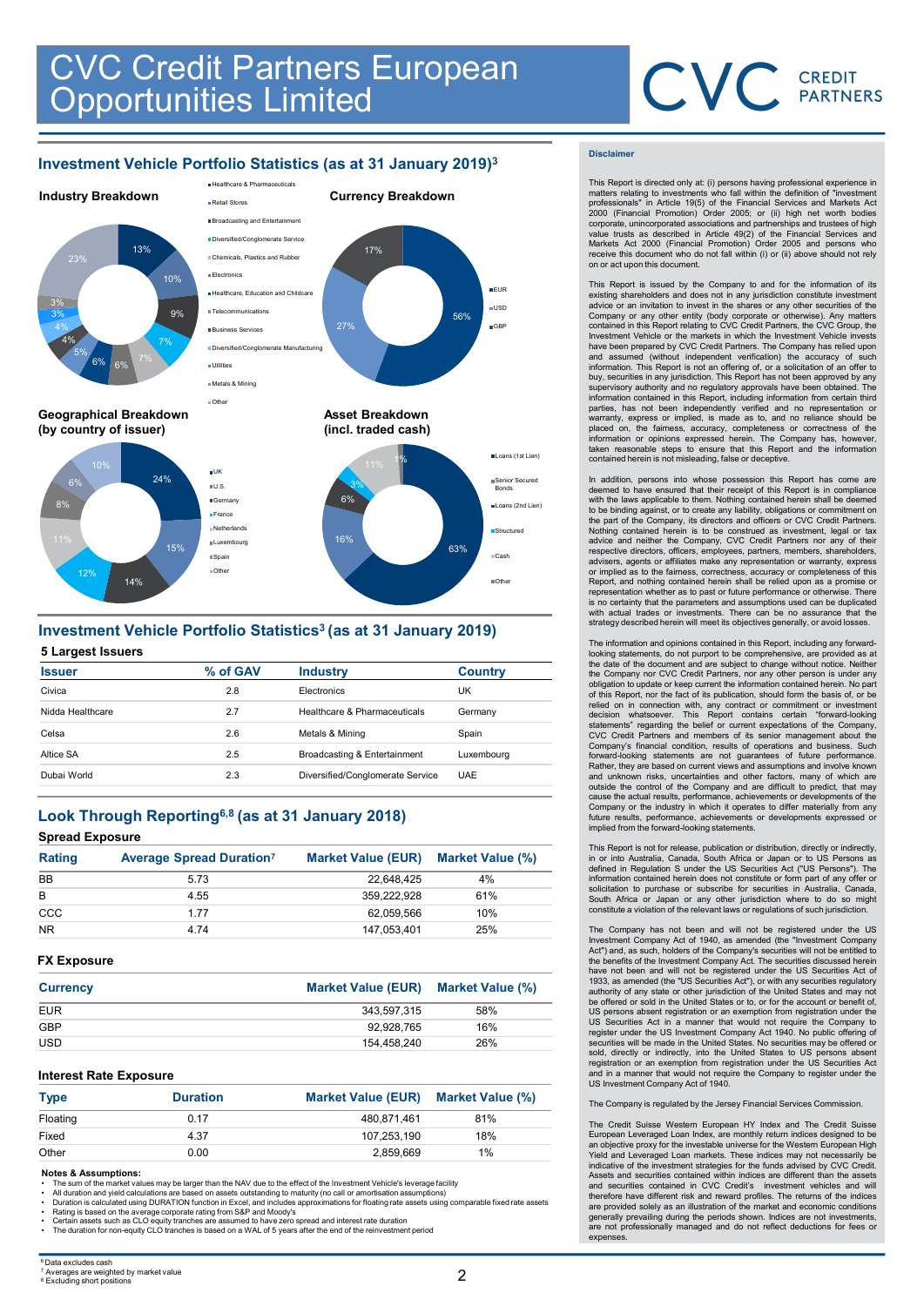# CVC Credit Partners European Opportunities Limited

## Investment Vehicle Portfolio Statistics (as at 31 January 2019)[3]

### Industry Breakdown

13%
10%
9%
7%
7%
6%
6%
5%
4%
4%
3%
3%
23%

Healthcare & Pharmaceuticals
Retail Stores
Broadcasting and Entertainment
Diversified/Conglomerate Service
Chemicals, Plastics and Rubber
Electronics
Healthcare, Education and Childcare
Telecommunications
Business Services
Diversified/Conglomerate Manufacturing
Utilities
Metals & Mining
Other

### Currency Breakdown

56%
27%
17%

EUR
USD
GBP

### Geographical Breakdown (by country of issuer)

24%
15%
14%
12%
11%
8%
6%
10%

UK
U.S.
Germany
France
Netherlands
Luxembourg
Spain
Other

### Asset Breakdown (incl. traded cash)

63%
16%
6%
3%
11%
1%

Loans (1st Lien)
Senior Secured Bonds
Loans (2nd Lien)
Structured
Cash
Other

## Investment Vehicle Portfolio Statistics[3] (as at 31 January 2019)

### 5 Largest Issuers

| Issuer | % of GAV | Industry | Country |
|---|---|---|---|
| Civica | 2.8 | Electronics | UK |
| Nidda Healthcare | 2.7 | Healthcare & Pharmaceuticals | Germany |
| Celsa | 2.6 | Metals & Mining | Spain |
| Altice SA | 2.5 | Broadcasting & Entertainment | Luxembourg |
| Dubai World | 2.3 | Diversified/Conglomerate Service | UAE |

## Look Through Reporting[6,8] (as at 31 January 2018)

### Spread Exposure

| Rating | Average Spread Duration[7] | Market Value (EUR) | Market Value (%) |
|---|---|---|---|
| BB | 5.73 | 22,648,425 | 4% |
| B | 4.55 | 359,222,928 | 61% |
| CCC | 1.77 | 62,059,566 | 10% |
| NR | 4.74 | 147,053,401 | 25% |

### FX Exposure

| Currency | Market Value (EUR) | Market Value (%) |
|---|---|---|
| EUR | 343,597,315 | 58% |
| GBP | 92,928,765 | 16% |
| USD | 154,458,240 | 26% |

### Interest Rate Exposure

| Type | Duration | Market Value (EUR) | Market Value (%) |
|---|---|---|---|
| Floating | 0.17 | 480,871,461 | 81% |
| Fixed | 4.37 | 107,253,190 | 18% |
| Other | 0.00 | 2,859,669 | 1% |

**Notes & Assumptions:**

- The sum of the market values may be larger than the NAV due to the effect of the Investment Vehicle's leverage facility
- All duration and yield calculations are based on assets outstanding to maturity (no call or amortisation assumptions)
- Duration is calculated using DURATION function in Excel, and includes approximations for floating rate assets using comparable fixed rate assets
- Rating is based on the average corporate rating from S&P and Moody's
- Certain assets such as CLO equity tranches are assumed to have zero spread and interest rate duration
- The duration for non-equity CLO tranches is based on a WAL of 5 years after the end of the reinvestment period

### Disclaimer

This Report is directed only at: (i) persons having professional experience in matters relating to investments who fall within the definition of "investment professionals" in Article 19(5) of the Financial Services and Markets Act 2000 (Financial Promotion) Order 2005; or (ii) high net worth bodies corporate, unincorporated associations and partnerships and trustees of high value trusts as described in Article 49(2) of the Financial Services and Markets Act 2000 (Financial Promotion) Order 2005 and persons who receive this document who do not fall within (i) or (ii) above should not rely on or act upon this document.

This Report is issued by the Company to and for the information of its existing shareholders and does not in any jurisdiction constitute investment advice or an invitation to invest in the shares or any other securities of the Company or any other entity (body corporate or otherwise). Any matters contained in this Report relating to CVC Credit Partners, the CVC Group, the Investment Vehicle or the markets in which the Investment Vehicle invests have been prepared by CVC Credit Partners. The Company has relied upon and assumed (without independent verification) the accuracy of such information. This Report is not an offering of, or a solicitation of an offer to buy, securities in any jurisdiction. This Report has not been approved by any supervisory authority and no regulatory approvals have been obtained. The information contained in this Report, including information from certain third parties, has not been independently verified and no representation or warranty, express or implied, is made as to, and no reliance should be placed on, the fairness, accuracy, completeness or correctness of the information or opinions expressed herein. The Company has, however, taken reasonable steps to ensure that this Report and the information contained herein is not misleading, false or deceptive.

In addition, persons into whose possession this Report has come are deemed to have ensured that their receipt of this Report is in compliance with the laws applicable to them. Nothing contained herein is to be deemed to be binding against, or to create any liability, obligations or commitment on the part of the Company, its directors and officers or CVC Credit Partners. Nothing contained herein is to be construed as investment, legal or tax advice and neither the Company, CVC Credit Partners nor any of their respective directors, officers, employees, partners, members, shareholders, advisers, agents or affiliates make any representation or warranty, express or implied as to the fairness, correctness, accuracy or completeness of this Report, and nothing contained herein shall be relied upon as a promise or representation whether as to past or future performance or otherwise. There is no certainty that the parameters and assumptions used can be duplicated with actual trades or investments. There can be no assurance that the strategy described herein will meet its objectives generally, or avoid losses.

The information and opinions contained in this Report, including any forward-looking statements, do not purport to be comprehensive, are provided as at the date of the document and are subject to change without notice. Neither the Company nor CVC Credit Partners, nor any other person is under any obligation to update or keep current the information contained herein. No part of this Report, nor the fact of its publication, should form the basis of, or be relied on in connection with, any contract or commitment or investment decision whatsoever. This Report contains certain "forward-looking statements" regarding the belief or current expectations of the Company, CVC Credit Partners and members of its senior management about the Company's financial condition, results of operations and business. Such forward-looking statements are not guarantees of future performance. Rather, they are based on current views and assumptions and involve known and unknown risks, uncertainties and other factors, many of which are outside the control of the Company and are difficult to predict, that may cause the actual results, performance, achievements or developments of the Company or the industry in which it operates to differ materially from any future results, performance, achievements or developments expressed or implied from the forward-looking statements.

This Report is not for release, publication or distribution, directly or indirectly, in or into Australia, Canada, South Africa or Japan or to US Persons as defined in Regulation S under the US Securities Act ("US Persons"). The information contained herein does not constitute or form part of any offer or solicitation to purchase or subscribe for securities in Australia, Canada, South Africa or Japan or any other jurisdiction where to do so might constitute a violation of the relevant laws or regulations of such jurisdiction.

The Company has not been and will not be registered under the US Investment Company Act of 1940, as amended (the "Investment Company Act") and, as such, holders of the Company's securities will not be entitled to the benefits of the Investment Company Act. The securities discussed herein have not been and will not be registered under the US Securities Act of 1933, as amended (the "US Securities Act"), or with any securities regulatory authority of any state or other jurisdiction of the United States and may not be offered or sold in the United States or to, or for the account or benefit of, US persons absent registration or an exemption from registration under the US Securities Act in a manner that would not require the Company to register under the US Investment Company Act 1940. No public offering of securities will be made in the United States. No securities may be offered or sold, directly or indirectly, into the United States to US persons absent registration or an exemption from registration under the US Securities Act and in a manner that would not require the Company to register under the US Investment Company Act of 1940.

The Company is regulated by the Jersey Financial Services Commission.

The Credit Suisse Western European HY Index and The Credit Suisse European Leveraged Loan Index, are monthly return indices designed to be an objective proxy for the investable universe for the Western European High Yield and Leveraged Loan markets. These indices may not necessarily be indicative of the investment strategies for the funds advised by CVC Credit. Assets and securities contained within indices are different than the assets and securities contained in CVC Credit's investment vehicles and will therefore have different risk and reward profiles. The returns of the indices are provided solely as an illustration of the market and economic conditions generally prevailing during the periods shown. Indices are not investments, are not professionally managed and do not reflect deductions for fees or expenses.

[6] Data excludes cash
[7] Averages are weighted by market value
[8] Excluding short positions